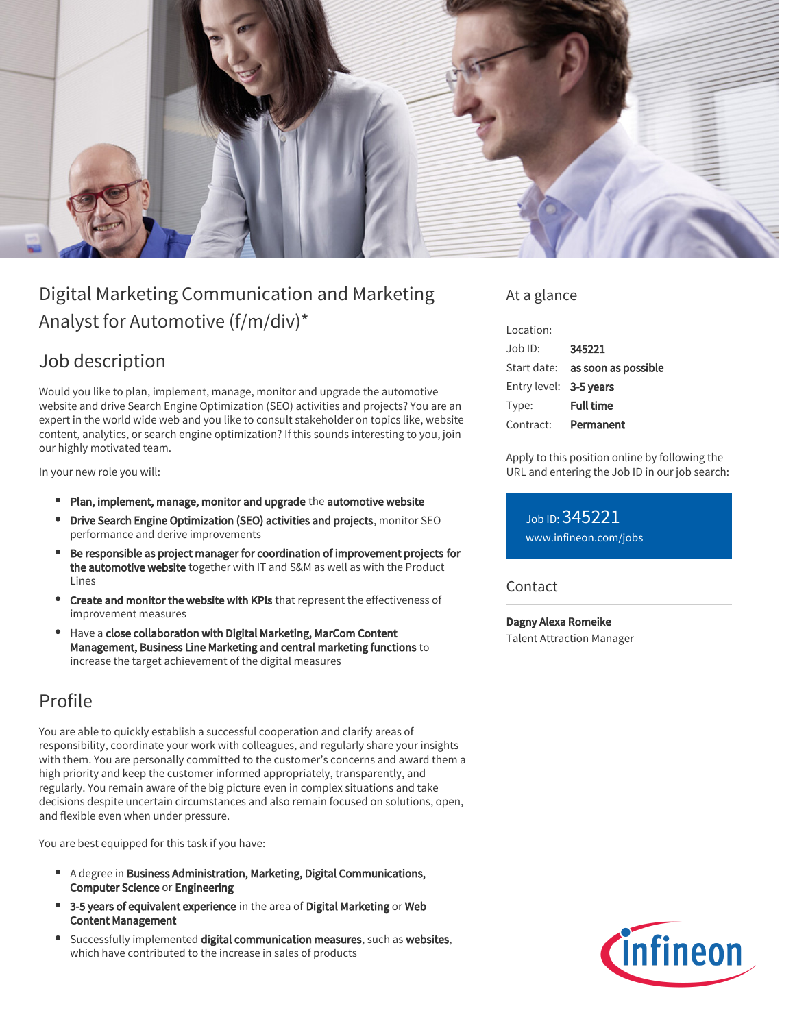# Digital Marketing Communication and Marketing Analyst for Automotive (f/m/div)*

## Job description

Would you like to plan, implement, manage, monitor and upgrade the automotive website and drive Search Engine Optimization (SEO) activities and projects? You are an expert in the world wide web and you like to consult stakeholder on topics like, website content, analytics, or search engine optimization? If this sounds interesting to you, join our highly motivated team.

In your new role you will:

- **Plan, implement, manage, monitor and upgrade** the **automotive website**
- **Drive Search Engine Optimization (SEO) activities and projects**, monitor SEO performance and derive improvements
- **Be responsible as project manager for coordination of improvement projects for the automotive website** together with IT and S&M as well as with the Product Lines
- **Create and monitor the website with KPIs** that represent the effectiveness of improvement measures
- Have a **close collaboration with Digital Marketing, MarCom Content Management, Business Line Marketing and central marketing functions** to increase the target achievement of the digital measures

## Profile

You are able to quickly establish a successful cooperation and clarify areas of responsibility, coordinate your work with colleagues, and regularly share your insights with them. You are personally committed to the customer's concerns and award them a high priority and keep the customer informed appropriately, transparently, and regularly. You remain aware of the big picture even in complex situations and take decisions despite uncertain circumstances and also remain focused on solutions, open, and flexible even when under pressure.

You are best equipped for this task if you have:

- A degree in **Business Administration, Marketing, Digital Communications, Computer Science** or **Engineering**
- **3-5 years of equivalent experience** in the area of **Digital Marketing** or **Web Content Management**
- Successfully implemented **digital communication measures**, such as **websites**, which have contributed to the increase in sales of products

## At a glance

| | |
|---|---|
| Location: | |
| Job ID: | **345221** |
| Start date: | **as soon as possible** |
| Entry level: | **3-5 years** |
| Type: | **Full time** |
| Contract: | **Permanent** |

Apply to this position online by following the URL and entering the Job ID in our job search:

Job ID: 345221
www.infineon.com/jobs

## Contact

**Dagny Alexa Romeike**
Talent Attraction Manager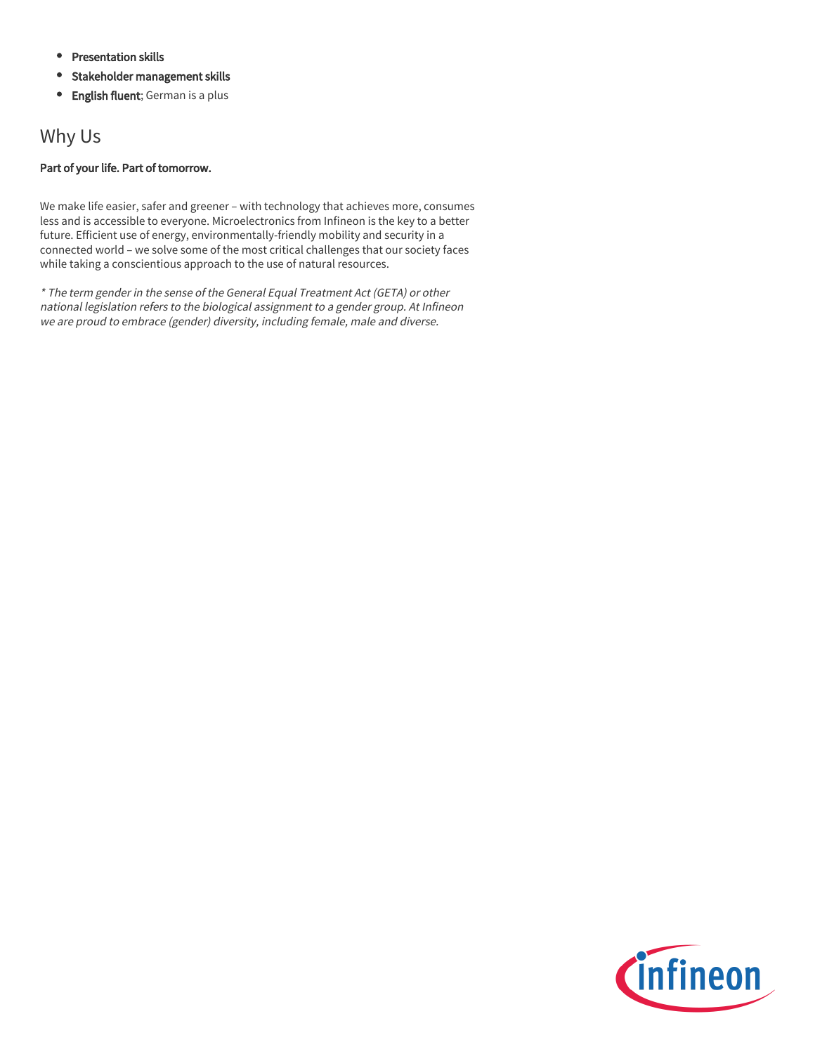- **Presentation skills**
- **Stakeholder management skills**
- **English fluent**; German is a plus

## Why Us

**Part of your life. Part of tomorrow.**

We make life easier, safer and greener – with technology that achieves more, consumes less and is accessible to everyone. Microelectronics from Infineon is the key to a better future. Efficient use of energy, environmentally-friendly mobility and security in a connected world – we solve some of the most critical challenges that our society faces while taking a conscientious approach to the use of natural resources.

*\* The term gender in the sense of the General Equal Treatment Act (GETA) or other national legislation refers to the biological assignment to a gender group. At Infineon we are proud to embrace (gender) diversity, including female, male and diverse.*